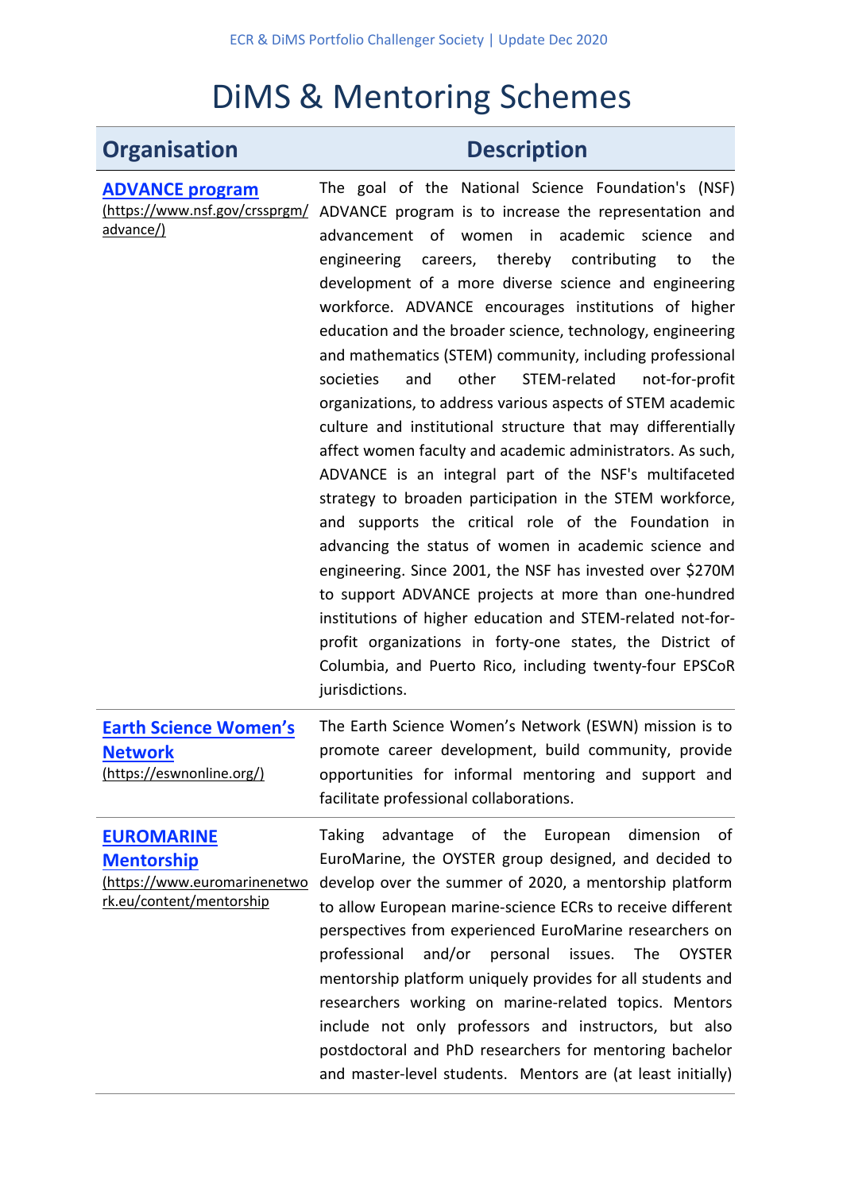# DiMS & Mentoring Schemes

| Organisation | Description |
| --- | --- |
| **ADVANCE program** (https://www.nsf.gov/crssprgm/advance/) | The goal of the National Science Foundation's (NSF) ADVANCE program is to increase the representation and advancement of women in academic science and engineering careers, thereby contributing to the development of a more diverse science and engineering workforce. ADVANCE encourages institutions of higher education and the broader science, technology, engineering and mathematics (STEM) community, including professional societies and other STEM-related not-for-profit organizations, to address various aspects of STEM academic culture and institutional structure that may differentially affect women faculty and academic administrators. As such, ADVANCE is an integral part of the NSF's multifaceted strategy to broaden participation in the STEM workforce, and supports the critical role of the Foundation in advancing the status of women in academic science and engineering. Since 2001, the NSF has invested over $270M to support ADVANCE projects at more than one-hundred institutions of higher education and STEM-related not-for-profit organizations in forty-one states, the District of Columbia, and Puerto Rico, including twenty-four EPSCoR jurisdictions. |
| **Earth Science Women's Network** (https://eswnonline.org/) | The Earth Science Women's Network (ESWN) mission is to promote career development, build community, provide opportunities for informal mentoring and support and facilitate professional collaborations. |
| **EUROMARINE Mentorship** (https://www.euromarinenetwork.eu/content/mentorship | Taking advantage of the European dimension of EuroMarine, the OYSTER group designed, and decided to develop over the summer of 2020, a mentorship platform to allow European marine-science ECRs to receive different perspectives from experienced EuroMarine researchers on professional and/or personal issues. The OYSTER mentorship platform uniquely provides for all students and researchers working on marine-related topics. Mentors include not only professors and instructors, but also postdoctoral and PhD researchers for mentoring bachelor and master-level students. Mentors are (at least initially) |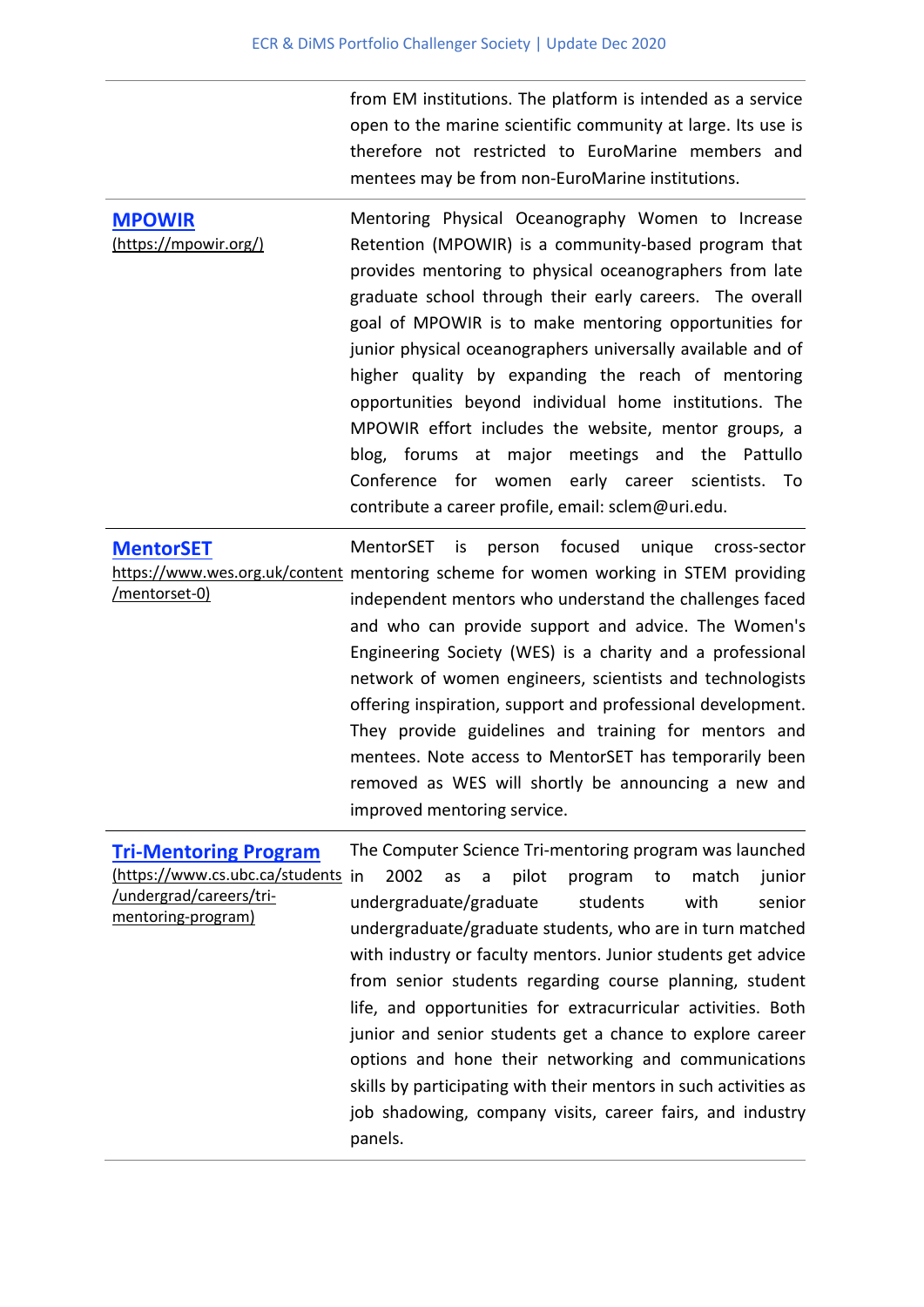| | |
|---|---|
| | from EM institutions. The platform is intended as a service open to the marine scientific community at large. Its use is therefore not restricted to EuroMarine members and mentees may be from non-EuroMarine institutions. |
| **MPOWIR** (https://mpowir.org/) | Mentoring Physical Oceanography Women to Increase Retention (MPOWIR) is a community-based program that provides mentoring to physical oceanographers from late graduate school through their early careers. The overall goal of MPOWIR is to make mentoring opportunities for junior physical oceanographers universally available and of higher quality by expanding the reach of mentoring opportunities beyond individual home institutions. The MPOWIR effort includes the website, mentor groups, a blog, forums at major meetings and the Pattullo Conference for women early career scientists. To contribute a career profile, email: sclem@uri.edu. |
| **MentorSET** https://www.wes.org.uk/content/mentorset-0) | MentorSET is person focused unique cross-sector mentoring scheme for women working in STEM providing independent mentors who understand the challenges faced and who can provide support and advice. The Women's Engineering Society (WES) is a charity and a professional network of women engineers, scientists and technologists offering inspiration, support and professional development. They provide guidelines and training for mentors and mentees. Note access to MentorSET has temporarily been removed as WES will shortly be announcing a new and improved mentoring service. |
| **Tri-Mentoring Program** (https://www.cs.ubc.ca/students/undergrad/careers/tri-mentoring-program) | The Computer Science Tri-mentoring program was launched in 2002 as a pilot program to match junior undergraduate/graduate students with senior undergraduate/graduate students, who are in turn matched with industry or faculty mentors. Junior students get advice from senior students regarding course planning, student life, and opportunities for extracurricular activities. Both junior and senior students get a chance to explore career options and hone their networking and communications skills by participating with their mentors in such activities as job shadowing, company visits, career fairs, and industry panels. |